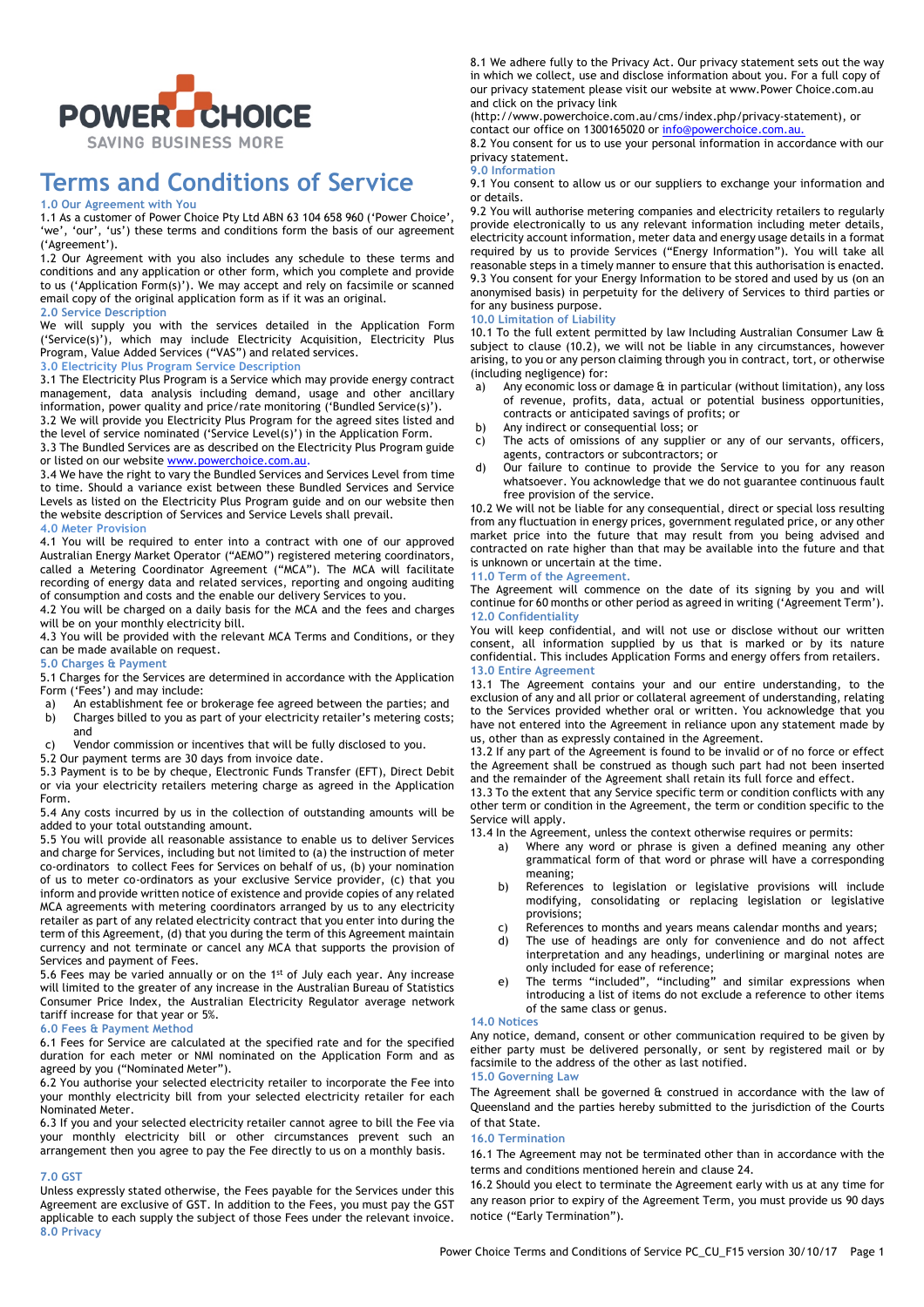POWER CHOICE
SAVING BUSINESS MORE

# Terms and Conditions of Service

## 1.0 Our Agreement with You

1.1 As a customer of Power Choice Pty Ltd ABN 63 104 658 960 ('Power Choice', 'we', 'our', 'us') these terms and conditions form the basis of our agreement ('Agreement').

1.2 Our Agreement with you also includes any schedule to these terms and conditions and any application or other form, which you complete and provide to us ('Application Form(s)'). We may accept and rely on facsimile or scanned email copy of the original application form as if it was an original.

## 2.0 Service Description

We will supply you with the services detailed in the Application Form ('Service(s)'), which may include Electricity Acquisition, Electricity Plus Program, Value Added Services ("VAS") and related services.

## 3.0 Electricity Plus Program Service Description

3.1 The Electricity Plus Program is a Service which may provide energy contract management, data analysis including demand, usage and other ancillary information, power quality and price/rate monitoring ('Bundled Service(s)').

3.2 We will provide you Electricity Plus Program for the agreed sites listed and the level of service nominated ('Service Level(s)') in the Application Form.

3.3 The Bundled Services are as described on the Electricity Plus Program guide or listed on our website www.powerchoice.com.au.

3.4 We have the right to vary the Bundled Services and Services Level from time to time. Should a variance exist between these Bundled Services and Service Levels as listed on the Electricity Plus Program guide and on our website then the website description of Services and Service Levels shall prevail.

## 4.0 Meter Provision

4.1 You will be required to enter into a contract with one of our approved Australian Energy Market Operator ("AEMO") registered metering coordinators, called a Metering Coordinator Agreement ("MCA"). The MCA will facilitate recording of energy data and related services, reporting and ongoing auditing of consumption and costs and the enable our delivery Services to you.

4.2 You will be charged on a daily basis for the MCA and the fees and charges will be on your monthly electricity bill.

4.3 You will be provided with the relevant MCA Terms and Conditions, or they can be made available on request.

## 5.0 Charges & Payment

5.1 Charges for the Services are determined in accordance with the Application Form ('Fees') and may include:

a) An establishment fee or brokerage fee agreed between the parties; and
b) Charges billed to you as part of your electricity retailer's metering costs; and
c) Vendor commission or incentives that will be fully disclosed to you.

5.2 Our payment terms are 30 days from invoice date.

5.3 Payment is to be by cheque, Electronic Funds Transfer (EFT), Direct Debit or via your electricity retailers metering charge as agreed in the Application Form.

5.4 Any costs incurred by us in the collection of outstanding amounts will be added to your total outstanding amount.

5.5 You will provide all reasonable assistance to enable us to deliver Services and charge for Services, including but not limited to (a) the instruction of meter co-ordinators to collect Fees for Services on behalf of us, (b) your nomination of us to meter co-ordinators as your exclusive Service provider, (c) that you inform and provide written notice of existence and provide copies of any related MCA agreements with metering coordinators arranged by us to any electricity retailer as part of any related electricity contract that you enter into during the term of this Agreement, (d) that you during the term of this Agreement maintain currency and not terminate or cancel any MCA that supports the provision of Services and payment of Fees.

5.6 Fees may be varied annually or on the 1st of July each year. Any increase will limited to the greater of any increase in the Australian Bureau of Statistics Consumer Price Index, the Australian Electricity Regulator average network tariff increase for that year or 5%.

## 6.0 Fees & Payment Method

6.1 Fees for Service are calculated at the specified rate and for the specified duration for each meter or NMI nominated on the Application Form and as agreed by you ("Nominated Meter").

6.2 You authorise your selected electricity retailer to incorporate the Fee into your monthly electricity bill from your selected electricity retailer for each Nominated Meter.

6.3 If you and your selected electricity retailer cannot agree to bill the Fee via your monthly electricity bill or other circumstances prevent such an arrangement then you agree to pay the Fee directly to us on a monthly basis.

## 7.0 GST

Unless expressly stated otherwise, the Fees payable for the Services under this Agreement are exclusive of GST. In addition to the Fees, you must pay the GST applicable to each supply the subject of those Fees under the relevant invoice.

## 8.0 Privacy

8.1 We adhere fully to the Privacy Act. Our privacy statement sets out the way in which we collect, use and disclose information about you. For a full copy of our privacy statement please visit our website at www.Power Choice.com.au and click on the privacy link (http://www.powerchoice.com.au/cms/index.php/privacy-statement), or contact our office on 1300165020 or info@powerchoice.com.au.

8.2 You consent for us to use your personal information in accordance with our privacy statement.

## 9.0 Information

9.1 You consent to allow us or our suppliers to exchange your information and or details.

9.2 You will authorise metering companies and electricity retailers to regularly provide electronically to us any relevant information including meter details, electricity account information, meter data and energy usage details in a format required by us to provide Services ("Energy Information"). You will take all reasonable steps in a timely manner to ensure that this authorisation is enacted.

9.3 You consent for your Energy Information to be stored and used by us (on an anonymised basis) in perpetuity for the delivery of Services to third parties or for any business purpose.

## 10.0 Limitation of Liability

10.1 To the full extent permitted by law Including Australian Consumer Law & subject to clause (10.2), we will not be liable in any circumstances, however arising, to you or any person claiming through you in contract, tort, or otherwise (including negligence) for:

a) Any economic loss or damage & in particular (without limitation), any loss of revenue, profits, data, actual or potential business opportunities, contracts or anticipated savings of profits; or
b) Any indirect or consequential loss; or
c) The acts of omissions of any supplier or any of our servants, officers, agents, contractors or subcontractors; or
d) Our failure to continue to provide the Service to you for any reason whatsoever. You acknowledge that we do not guarantee continuous fault free provision of the service.

10.2 We will not be liable for any consequential, direct or special loss resulting from any fluctuation in energy prices, government regulated price, or any other market price into the future that may result from you being advised and contracted on rate higher than that may be available into the future and that is unknown or uncertain at the time.

## 11.0 Term of the Agreement.

The Agreement will commence on the date of its signing by you and will continue for 60 months or other period as agreed in writing ('Agreement Term').

## 12.0 Confidentiality

You will keep confidential, and will not use or disclose without our written consent, all information supplied by us that is marked or by its nature confidential. This includes Application Forms and energy offers from retailers.

## 13.0 Entire Agreement

13.1 The Agreement contains your and our entire understanding, to the exclusion of any and all prior or collateral agreement of understanding, relating to the Services provided whether oral or written. You acknowledge that you have not entered into the Agreement in reliance upon any statement made by us, other than as expressly contained in the Agreement.

13.2 If any part of the Agreement is found to be invalid or of no force or effect the Agreement shall be construed as though such part had not been inserted and the remainder of the Agreement shall retain its full force and effect.

13.3 To the extent that any Service specific term or condition conflicts with any other term or condition in the Agreement, the term or condition specific to the Service will apply.

13.4 In the Agreement, unless the context otherwise requires or permits:

a) Where any word or phrase is given a defined meaning any other grammatical form of that word or phrase will have a corresponding meaning;
b) References to legislation or legislative provisions will include modifying, consolidating or replacing legislation or legislative provisions;
c) References to months and years means calendar months and years;
d) The use of headings are only for convenience and do not affect interpretation and any headings, underlining or marginal notes are only included for ease of reference;
e) The terms "included", "including" and similar expressions when introducing a list of items do not exclude a reference to other items of the same class or genus.

## 14.0 Notices

Any notice, demand, consent or other communication required to be given by either party must be delivered personally, or sent by registered mail or by facsimile to the address of the other as last notified.

## 15.0 Governing Law

The Agreement shall be governed & construed in accordance with the law of Queensland and the parties hereby submitted to the jurisdiction of the Courts of that State.

## 16.0 Termination

16.1 The Agreement may not be terminated other than in accordance with the terms and conditions mentioned herein and clause 24.

16.2 Should you elect to terminate the Agreement early with us at any time for any reason prior to expiry of the Agreement Term, you must provide us 90 days notice ("Early Termination").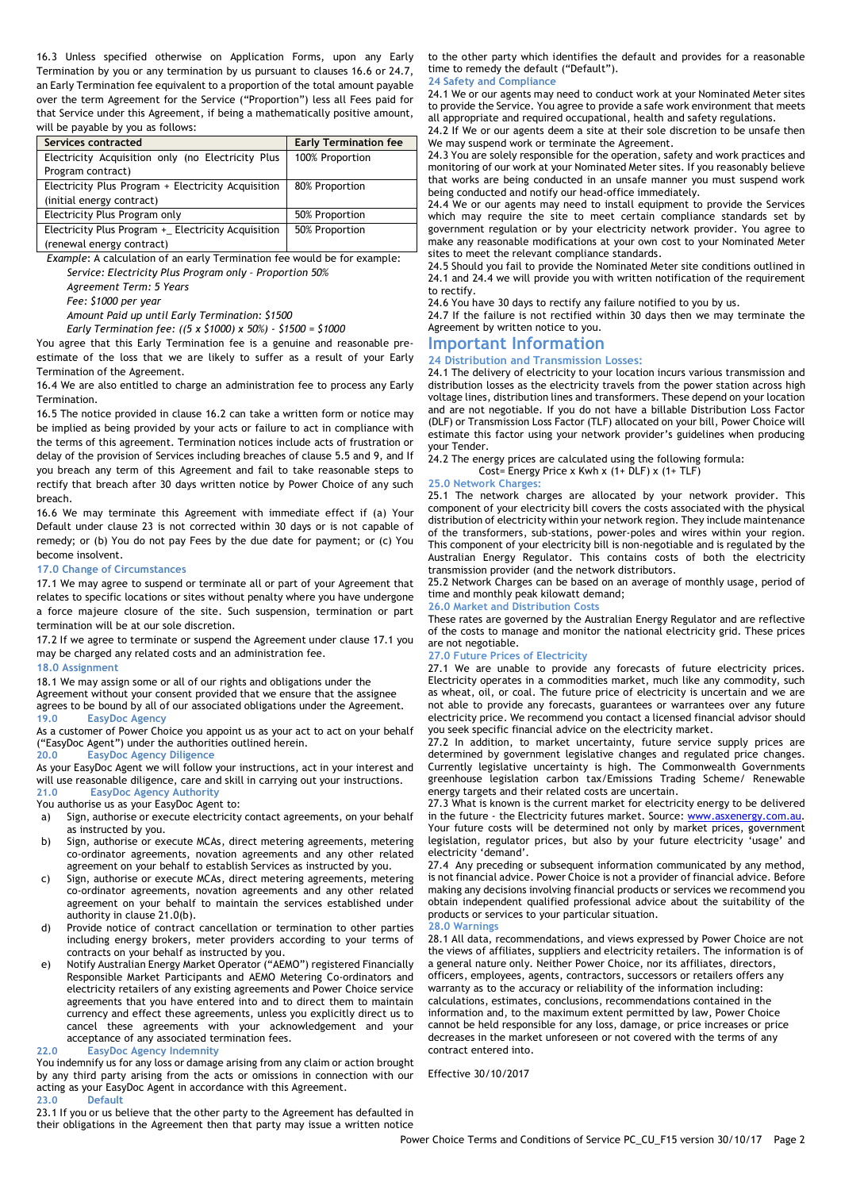16.3 Unless specified otherwise on Application Forms, upon any Early Termination by you or any termination by us pursuant to clauses 16.6 or 24.7, an Early Termination fee equivalent to a proportion of the total amount payable over the term Agreement for the Service ("Proportion") less all Fees paid for that Service under this Agreement, if being a mathematically positive amount, will be payable by you as follows:

| Services contracted | Early Termination fee |
|---|---|
| Electricity Acquisition only (no Electricity Plus Program contract) | 100% Proportion |
| Electricity Plus Program + Electricity Acquisition (initial energy contract) | 80% Proportion |
| Electricity Plus Program only | 50% Proportion |
| Electricity Plus Program +_ Electricity Acquisition (renewal energy contract) | 50% Proportion |

*Example*: A calculation of an early Termination fee would be for example:

*Service: Electricity Plus Program only - Proportion 50%*

*Agreement Term: 5 Years*

*Fee: $1000 per year*

*Amount Paid up until Early Termination: $1500*

*Early Termination fee: ((5 x $1000) x 50%) - $1500 = $1000*

You agree that this Early Termination fee is a genuine and reasonable pre-estimate of the loss that we are likely to suffer as a result of your Early Termination of the Agreement.

16.4 We are also entitled to charge an administration fee to process any Early Termination.

16.5 The notice provided in clause 16.2 can take a written form or notice may be implied as being provided by your acts or failure to act in compliance with the terms of this agreement. Termination notices include acts of frustration or delay of the provision of Services including breaches of clause 5.5 and 9, and If you breach any term of this Agreement and fail to take reasonable steps to rectify that breach after 30 days written notice by Power Choice of any such breach.

16.6 We may terminate this Agreement with immediate effect if (a) Your Default under clause 23 is not corrected within 30 days or is not capable of remedy; or (b) You do not pay Fees by the due date for payment; or (c) You become insolvent.

### 17.0 Change of Circumstances

17.1 We may agree to suspend or terminate all or part of your Agreement that relates to specific locations or sites without penalty where you have undergone a force majeure closure of the site. Such suspension, termination or part termination will be at our sole discretion.

17.2 If we agree to terminate or suspend the Agreement under clause 17.1 you may be charged any related costs and an administration fee.

### 18.0 Assignment

18.1 We may assign some or all of our rights and obligations under the Agreement without your consent provided that we ensure that the assignee agrees to be bound by all of our associated obligations under the Agreement.

### 19.0 EasyDoc Agency

As a customer of Power Choice you appoint us as your act to act on your behalf ("EasyDoc Agent") under the authorities outlined herein.

### 20.0 EasyDoc Agency Diligence

As your EasyDoc Agent we will follow your instructions, act in your interest and will use reasonable diligence, care and skill in carrying out your instructions.

### 21.0 EasyDoc Agency Authority

You authorise us as your EasyDoc Agent to:

a) Sign, authorise or execute electricity contact agreements, on your behalf as instructed by you.

b) Sign, authorise or execute MCAs, direct metering agreements, metering co-ordinator agreements, novation agreements and any other related agreement on your behalf to establish Services as instructed by you.

c) Sign, authorise or execute MCAs, direct metering agreements, metering co-ordinator agreements, novation agreements and any other related agreement on your behalf to maintain the services established under authority in clause 21.0(b).

d) Provide notice of contract cancellation or termination to other parties including energy brokers, meter providers according to your terms of contracts on your behalf as instructed by you.

e) Notify Australian Energy Market Operator ("AEMO") registered Financially Responsible Market Participants and AEMO Metering Co-ordinators and electricity retailers of any existing agreements and Power Choice service agreements that you have entered into and to direct them to maintain currency and effect these agreements, unless you explicitly direct us to cancel these agreements with your acknowledgement and your acceptance of any associated termination fees.

### 22.0 EasyDoc Agency Indemnity

You indemnify us for any loss or damage arising from any claim or action brought by any third party arising from the acts or omissions in connection with our acting as your EasyDoc Agent in accordance with this Agreement.

### 23.0 Default

23.1 If you or us believe that the other party to the Agreement has defaulted in their obligations in the Agreement then that party may issue a written notice to the other party which identifies the default and provides for a reasonable time to remedy the default ("Default").

### 24 Safety and Compliance

24.1 We or our agents may need to conduct work at your Nominated Meter sites to provide the Service. You agree to provide a safe work environment that meets all appropriate and required occupational, health and safety regulations.

24.2 If We or our agents deem a site at their sole discretion to be unsafe then We may suspend work or terminate the Agreement.

24.3 You are solely responsible for the operation, safety and work practices and monitoring of our work at your Nominated Meter sites. If you reasonably believe that works are being conducted in an unsafe manner you must suspend work being conducted and notify our head-office immediately.

24.4 We or our agents may need to install equipment to provide the Services which may require the site to meet certain compliance standards set by government regulation or by your electricity network provider. You agree to make any reasonable modifications at your own cost to your Nominated Meter sites to meet the relevant compliance standards.

24.5 Should you fail to provide the Nominated Meter site conditions outlined in 24.1 and 24.4 we will provide you with written notification of the requirement to rectify.

24.6 You have 30 days to rectify any failure notified to you by us.

24.7 If the failure is not rectified within 30 days then we may terminate the Agreement by written notice to you.

## Important Information

### 24 Distribution and Transmission Losses:

24.1 The delivery of electricity to your location incurs various transmission and distribution losses as the electricity travels from the power station across high voltage lines, distribution lines and transformers. These depend on your location and are not negotiable. If you do not have a billable Distribution Loss Factor (DLF) or Transmission Loss Factor (TLF) allocated on your bill, Power Choice will estimate this factor using your network provider's guidelines when producing your Tender.

24.2 The energy prices are calculated using the following formula:

Cost= Energy Price x Kwh x (1+ DLF) x (1+ TLF)

### 25.0 Network Charges:

25.1 The network charges are allocated by your network provider. This component of your electricity bill covers the costs associated with the physical distribution of electricity within your network region. They include maintenance of the transformers, sub-stations, power-poles and wires within your region. This component of your electricity bill is non-negotiable and is regulated by the Australian Energy Regulator. This contains costs of both the electricity transmission provider (and the network distributors.

25.2 Network Charges can be based on an average of monthly usage, period of time and monthly peak kilowatt demand;

### 26.0 Market and Distribution Costs

These rates are governed by the Australian Energy Regulator and are reflective of the costs to manage and monitor the national electricity grid. These prices are not negotiable.

### 27.0 Future Prices of Electricity

27.1 We are unable to provide any forecasts of future electricity prices. Electricity operates in a commodities market, much like any commodity, such as wheat, oil, or coal. The future price of electricity is uncertain and we are not able to provide any forecasts, guarantees or warrantees over any future electricity price. We recommend you contact a licensed financial advisor should you seek specific financial advice on the electricity market.

27.2 In addition, to market uncertainty, future service supply prices are determined by government legislative changes and regulated price changes. Currently legislative uncertainty is high. The Commonwealth Governments greenhouse legislation carbon tax/Emissions Trading Scheme/ Renewable energy targets and their related costs are uncertain.

27.3 What is known is the current market for electricity energy to be delivered in the future - the Electricity futures market. Source: www.asxenergy.com.au. Your future costs will be determined not only by market prices, government legislation, regulator prices, but also by your future electricity 'usage' and electricity 'demand'.

27.4 Any preceding or subsequent information communicated by any method, is not financial advice. Power Choice is not a provider of financial advice. Before making any decisions involving financial products or services we recommend you obtain independent qualified professional advice about the suitability of the products or services to your particular situation.

### 28.0 Warnings

28.1 All data, recommendations, and views expressed by Power Choice are not the views of affiliates, suppliers and electricity retailers. The information is of a general nature only. Neither Power Choice, nor its affiliates, directors, officers, employees, agents, contractors, successors or retailers offers any warranty as to the accuracy or reliability of the information including: calculations, estimates, conclusions, recommendations contained in the information and, to the maximum extent permitted by law, Power Choice cannot be held responsible for any loss, damage, or price increases or price decreases in the market unforeseen or not covered with the terms of any contract entered into.

Effective 30/10/2017